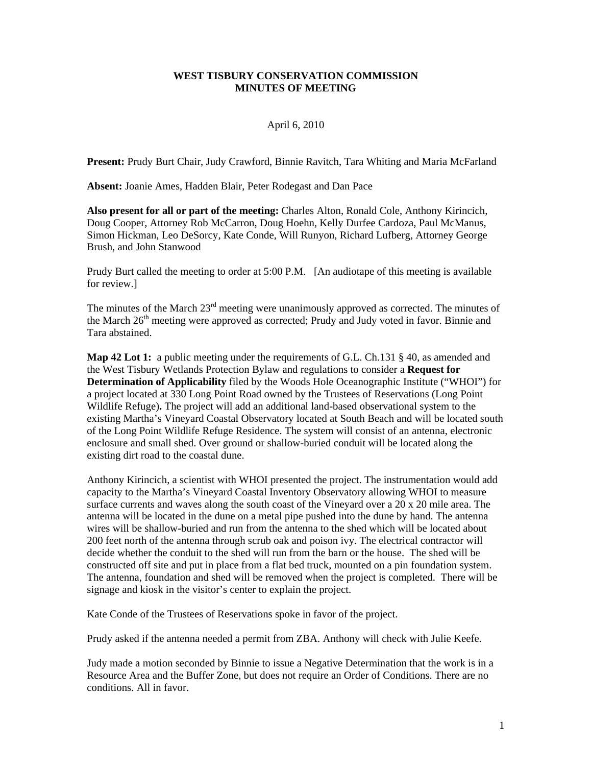# WEST TISBURY CONSERVATION COMMISSION
# MINUTES OF MEETING

April 6, 2010

**Present:** Prudy Burt Chair, Judy Crawford, Binnie Ravitch, Tara Whiting and Maria McFarland

**Absent:** Joanie Ames, Hadden Blair, Peter Rodegast and Dan Pace

**Also present for all or part of the meeting:** Charles Alton, Ronald Cole, Anthony Kirincich, Doug Cooper, Attorney Rob McCarron, Doug Hoehn, Kelly Durfee Cardoza, Paul McManus, Simon Hickman, Leo DeSorcy, Kate Conde, Will Runyon, Richard Lufberg, Attorney George Brush, and John Stanwood

Prudy Burt called the meeting to order at 5:00 P.M. [An audiotape of this meeting is available for review.]

The minutes of the March 23rd meeting were unanimously approved as corrected. The minutes of the March 26th meeting were approved as corrected; Prudy and Judy voted in favor. Binnie and Tara abstained.

**Map 42 Lot 1:** a public meeting under the requirements of G.L. Ch.131 § 40, as amended and the West Tisbury Wetlands Protection Bylaw and regulations to consider a **Request for Determination of Applicability** filed by the Woods Hole Oceanographic Institute ("WHOI") for a project located at 330 Long Point Road owned by the Trustees of Reservations (Long Point Wildlife Refuge)**.** The project will add an additional land-based observational system to the existing Martha's Vineyard Coastal Observatory located at South Beach and will be located south of the Long Point Wildlife Refuge Residence. The system will consist of an antenna, electronic enclosure and small shed. Over ground or shallow-buried conduit will be located along the existing dirt road to the coastal dune.

Anthony Kirincich, a scientist with WHOI presented the project. The instrumentation would add capacity to the Martha's Vineyard Coastal Inventory Observatory allowing WHOI to measure surface currents and waves along the south coast of the Vineyard over a 20 x 20 mile area. The antenna will be located in the dune on a metal pipe pushed into the dune by hand. The antenna wires will be shallow-buried and run from the antenna to the shed which will be located about 200 feet north of the antenna through scrub oak and poison ivy. The electrical contractor will decide whether the conduit to the shed will run from the barn or the house. The shed will be constructed off site and put in place from a flat bed truck, mounted on a pin foundation system. The antenna, foundation and shed will be removed when the project is completed. There will be signage and kiosk in the visitor's center to explain the project.

Kate Conde of the Trustees of Reservations spoke in favor of the project.

Prudy asked if the antenna needed a permit from ZBA. Anthony will check with Julie Keefe.

Judy made a motion seconded by Binnie to issue a Negative Determination that the work is in a Resource Area and the Buffer Zone, but does not require an Order of Conditions. There are no conditions. All in favor.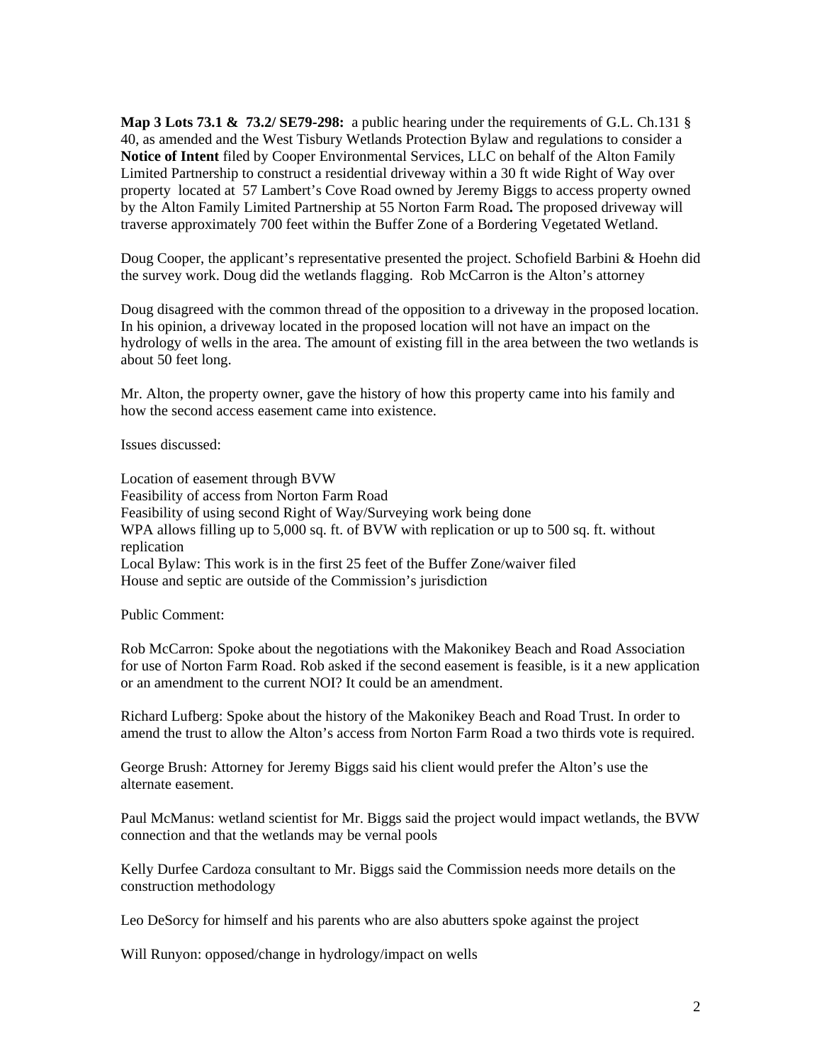**Map 3 Lots 73.1 & 73.2/ SE79-298:** a public hearing under the requirements of G.L. Ch.131 § 40, as amended and the West Tisbury Wetlands Protection Bylaw and regulations to consider a **Notice of Intent** filed by Cooper Environmental Services, LLC on behalf of the Alton Family Limited Partnership to construct a residential driveway within a 30 ft wide Right of Way over property located at 57 Lambert's Cove Road owned by Jeremy Biggs to access property owned by the Alton Family Limited Partnership at 55 Norton Farm Road**.** The proposed driveway will traverse approximately 700 feet within the Buffer Zone of a Bordering Vegetated Wetland.

Doug Cooper, the applicant's representative presented the project. Schofield Barbini & Hoehn did the survey work. Doug did the wetlands flagging. Rob McCarron is the Alton's attorney

Doug disagreed with the common thread of the opposition to a driveway in the proposed location. In his opinion, a driveway located in the proposed location will not have an impact on the hydrology of wells in the area. The amount of existing fill in the area between the two wetlands is about 50 feet long.

Mr. Alton, the property owner, gave the history of how this property came into his family and how the second access easement came into existence.

Issues discussed:

Location of easement through BVW
Feasibility of access from Norton Farm Road
Feasibility of using second Right of Way/Surveying work being done
WPA allows filling up to 5,000 sq. ft. of BVW with replication or up to 500 sq. ft. without replication
Local Bylaw: This work is in the first 25 feet of the Buffer Zone/waiver filed
House and septic are outside of the Commission's jurisdiction

Public Comment:

Rob McCarron: Spoke about the negotiations with the Makonikey Beach and Road Association for use of Norton Farm Road. Rob asked if the second easement is feasible, is it a new application or an amendment to the current NOI? It could be an amendment.

Richard Lufberg: Spoke about the history of the Makonikey Beach and Road Trust. In order to amend the trust to allow the Alton's access from Norton Farm Road a two thirds vote is required.

George Brush: Attorney for Jeremy Biggs said his client would prefer the Alton's use the alternate easement.

Paul McManus: wetland scientist for Mr. Biggs said the project would impact wetlands, the BVW connection and that the wetlands may be vernal pools

Kelly Durfee Cardoza consultant to Mr. Biggs said the Commission needs more details on the construction methodology

Leo DeSorcy for himself and his parents who are also abutters spoke against the project

Will Runyon: opposed/change in hydrology/impact on wells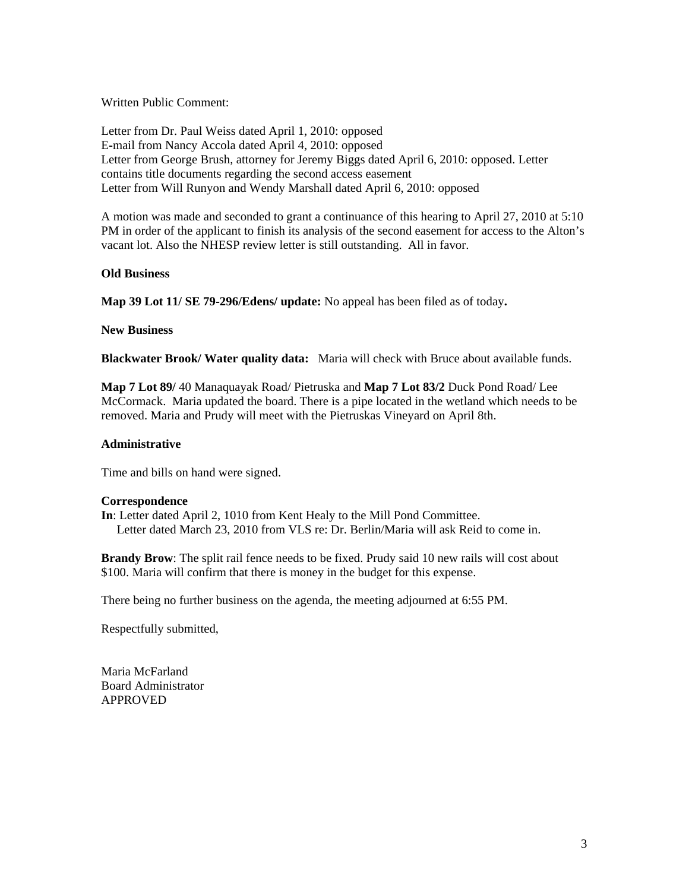Written Public Comment:

Letter from Dr. Paul Weiss dated April 1, 2010: opposed
E-mail from Nancy Accola dated April 4, 2010: opposed
Letter from George Brush, attorney for Jeremy Biggs dated April 6, 2010: opposed. Letter contains title documents regarding the second access easement
Letter from Will Runyon and Wendy Marshall dated April 6, 2010: opposed

A motion was made and seconded to grant a continuance of this hearing to April 27, 2010 at 5:10 PM in order of the applicant to finish its analysis of the second easement for access to the Alton's vacant lot. Also the NHESP review letter is still outstanding. All in favor.

**Old Business**

**Map 39 Lot 11/ SE 79-296/Edens/ update:** No appeal has been filed as of today**.**

**New Business**

**Blackwater Brook/ Water quality data:** Maria will check with Bruce about available funds.

**Map 7 Lot 89/** 40 Manaquayak Road/ Pietruska and **Map 7 Lot 83/2** Duck Pond Road/ Lee McCormack. Maria updated the board. There is a pipe located in the wetland which needs to be removed. Maria and Prudy will meet with the Pietruskas Vineyard on April 8th.

**Administrative**

Time and bills on hand were signed.

**Correspondence**
**In**: Letter dated April 2, 1010 from Kent Healy to the Mill Pond Committee.
Letter dated March 23, 2010 from VLS re: Dr. Berlin/Maria will ask Reid to come in.

**Brandy Brow**: The split rail fence needs to be fixed. Prudy said 10 new rails will cost about $100. Maria will confirm that there is money in the budget for this expense.

There being no further business on the agenda, the meeting adjourned at 6:55 PM.

Respectfully submitted,

Maria McFarland
Board Administrator
APPROVED